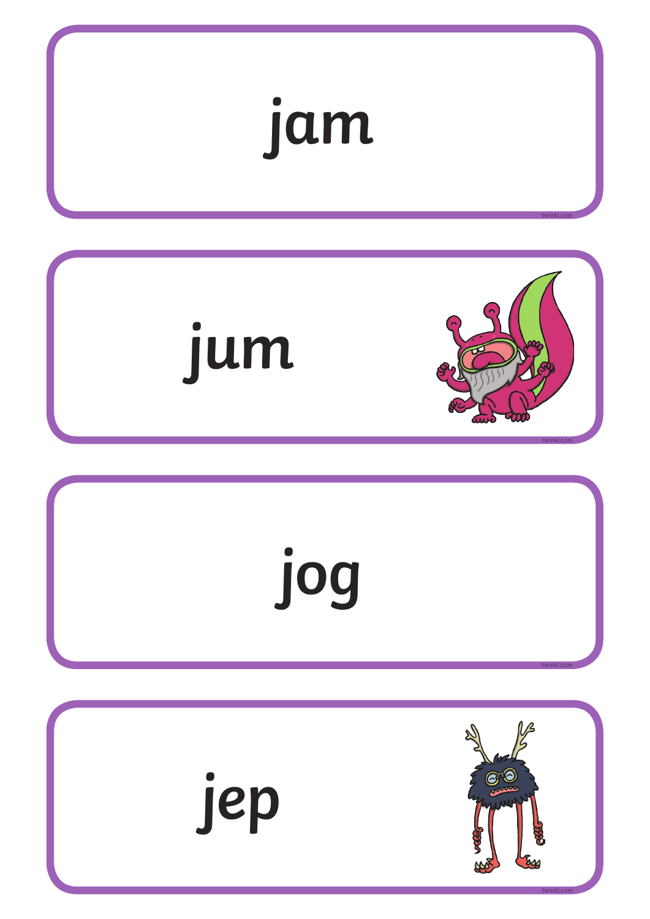jam

jum

jog

jep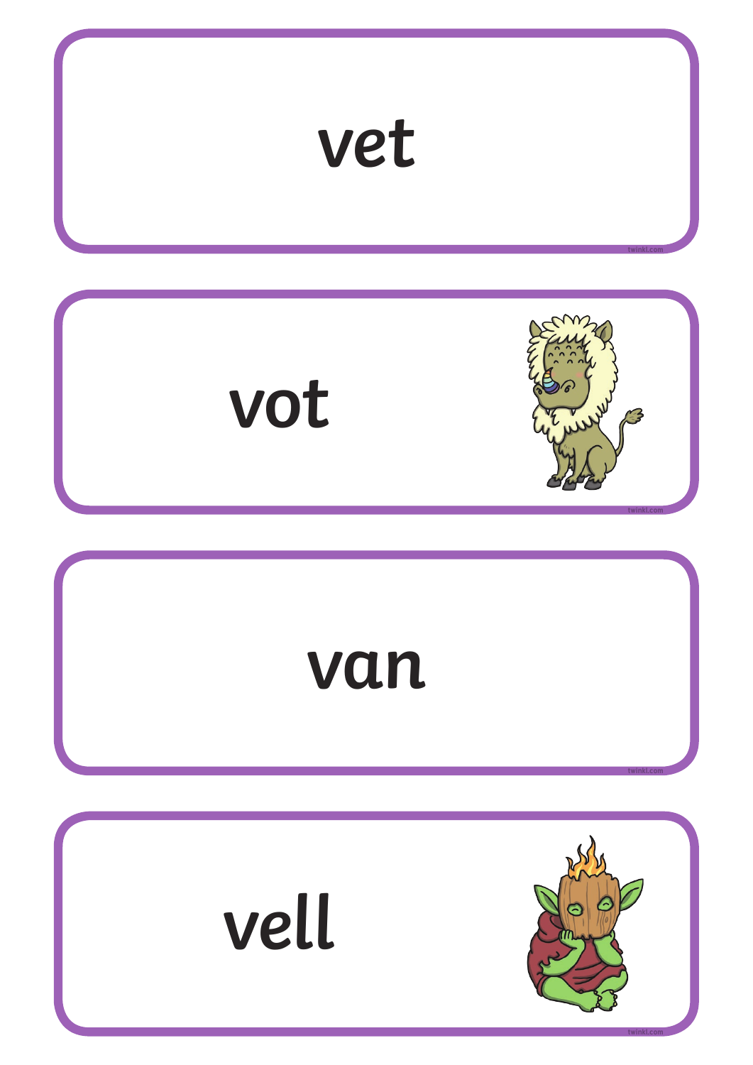vet

vot

van

vell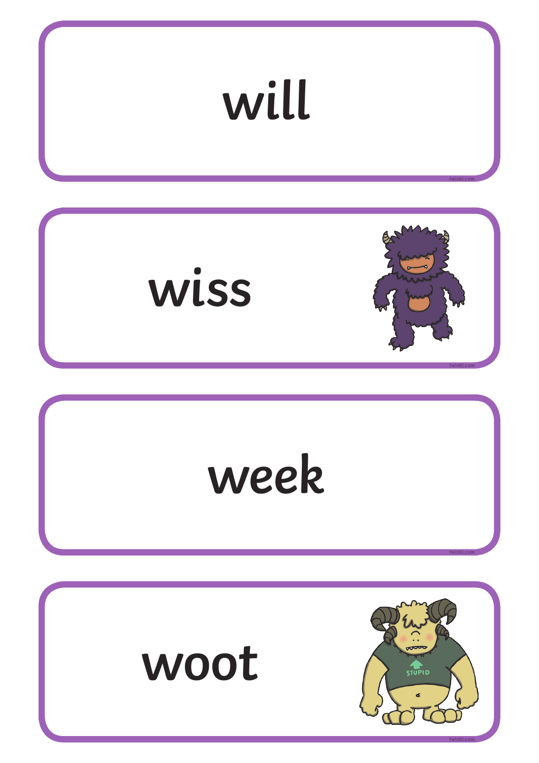will

wiss

week

woot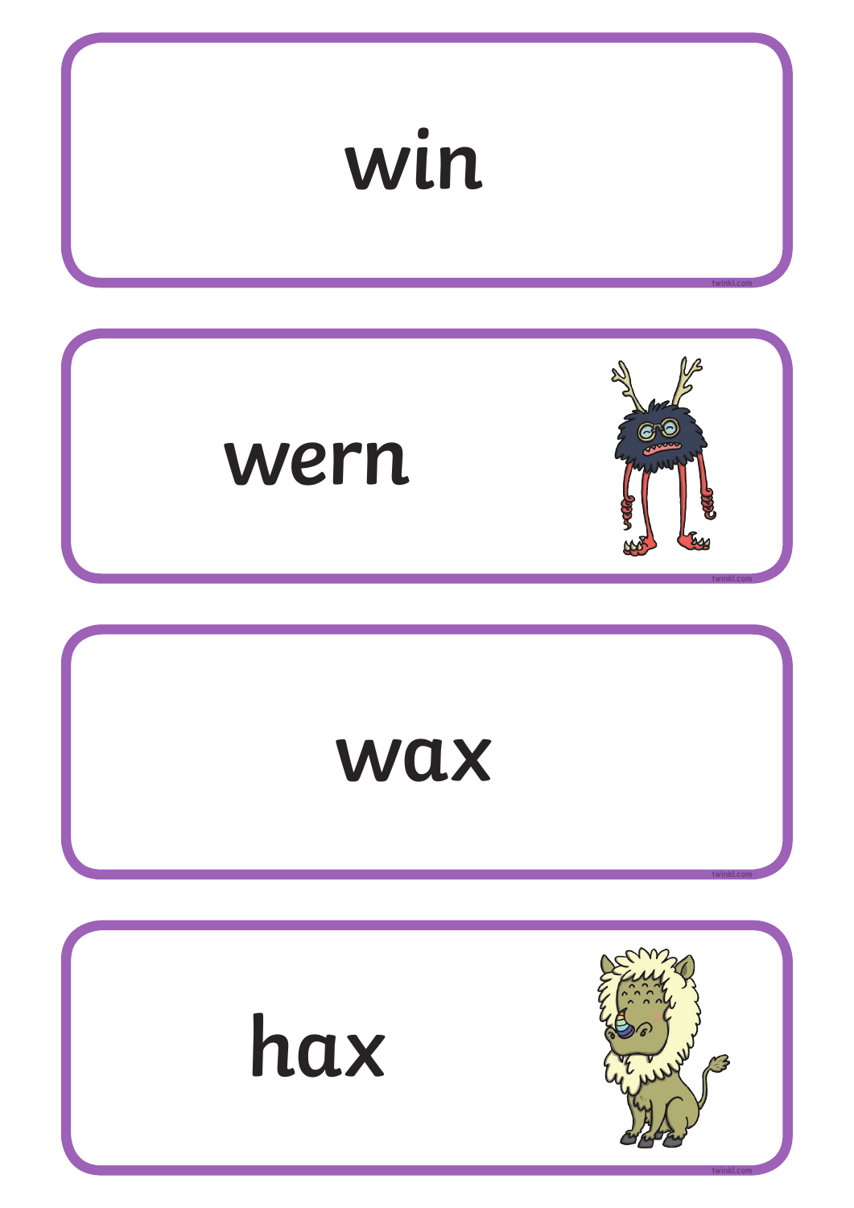win

wern

wax

hax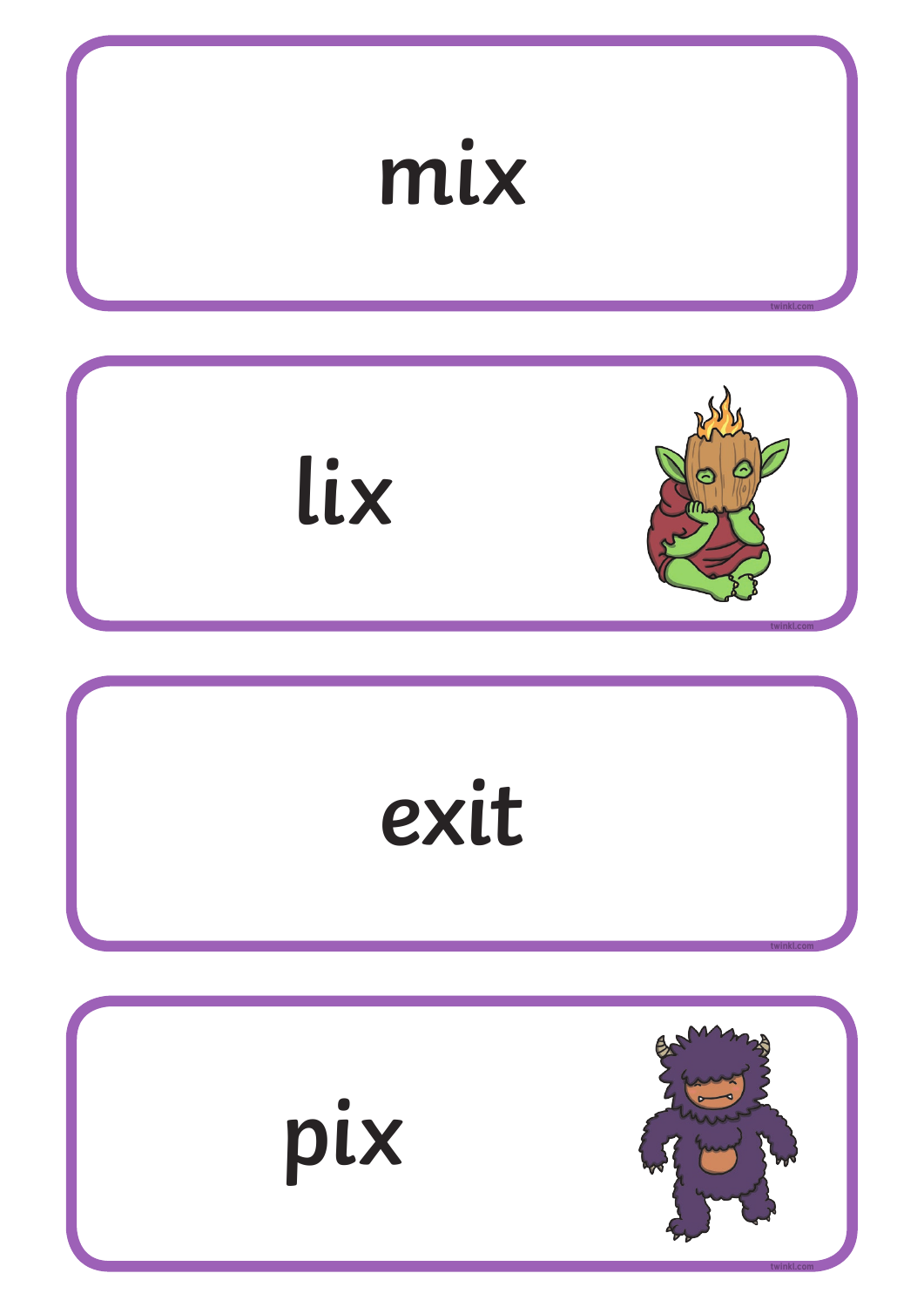mix

lix

exit

pix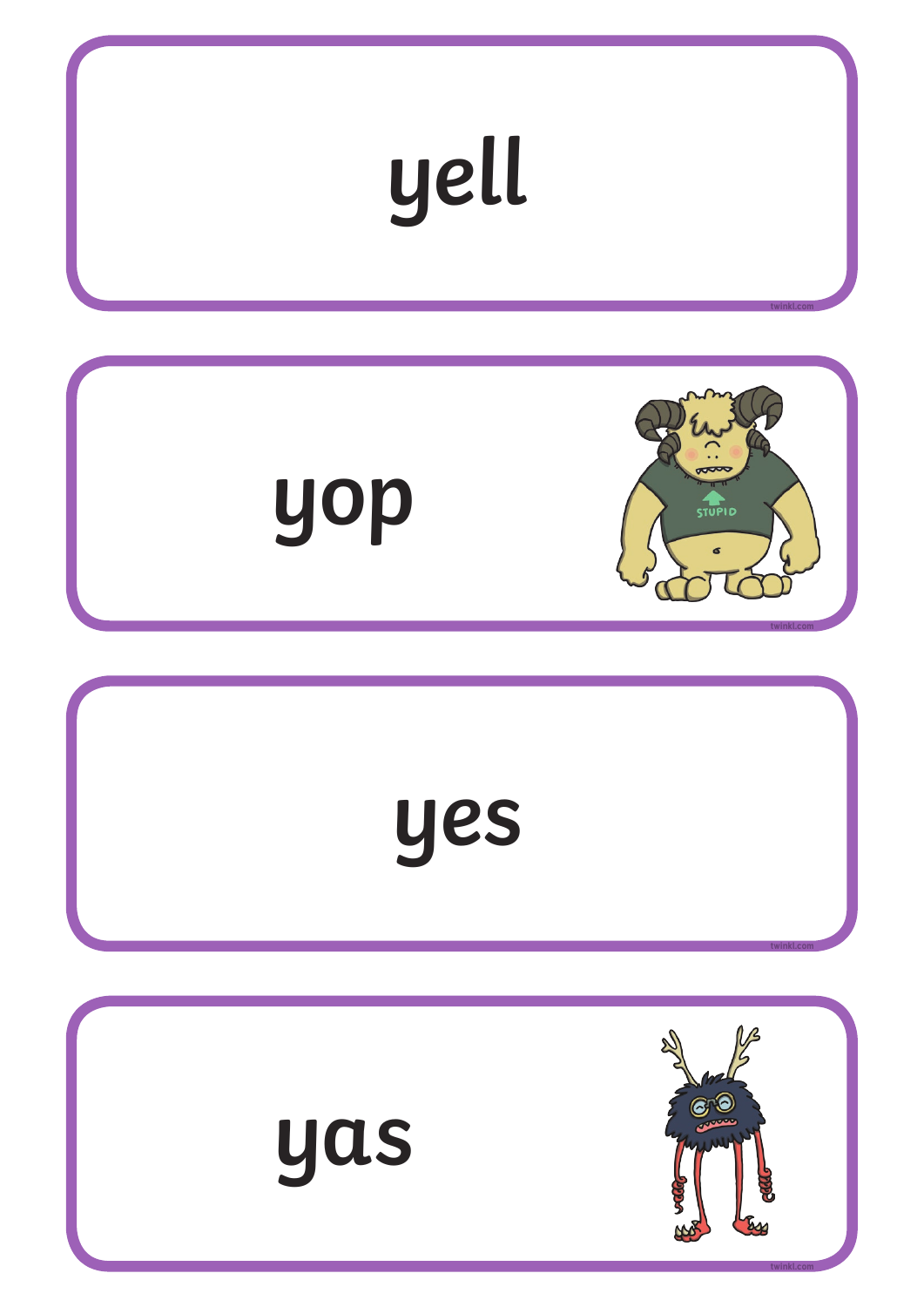yell

yop

yes

yas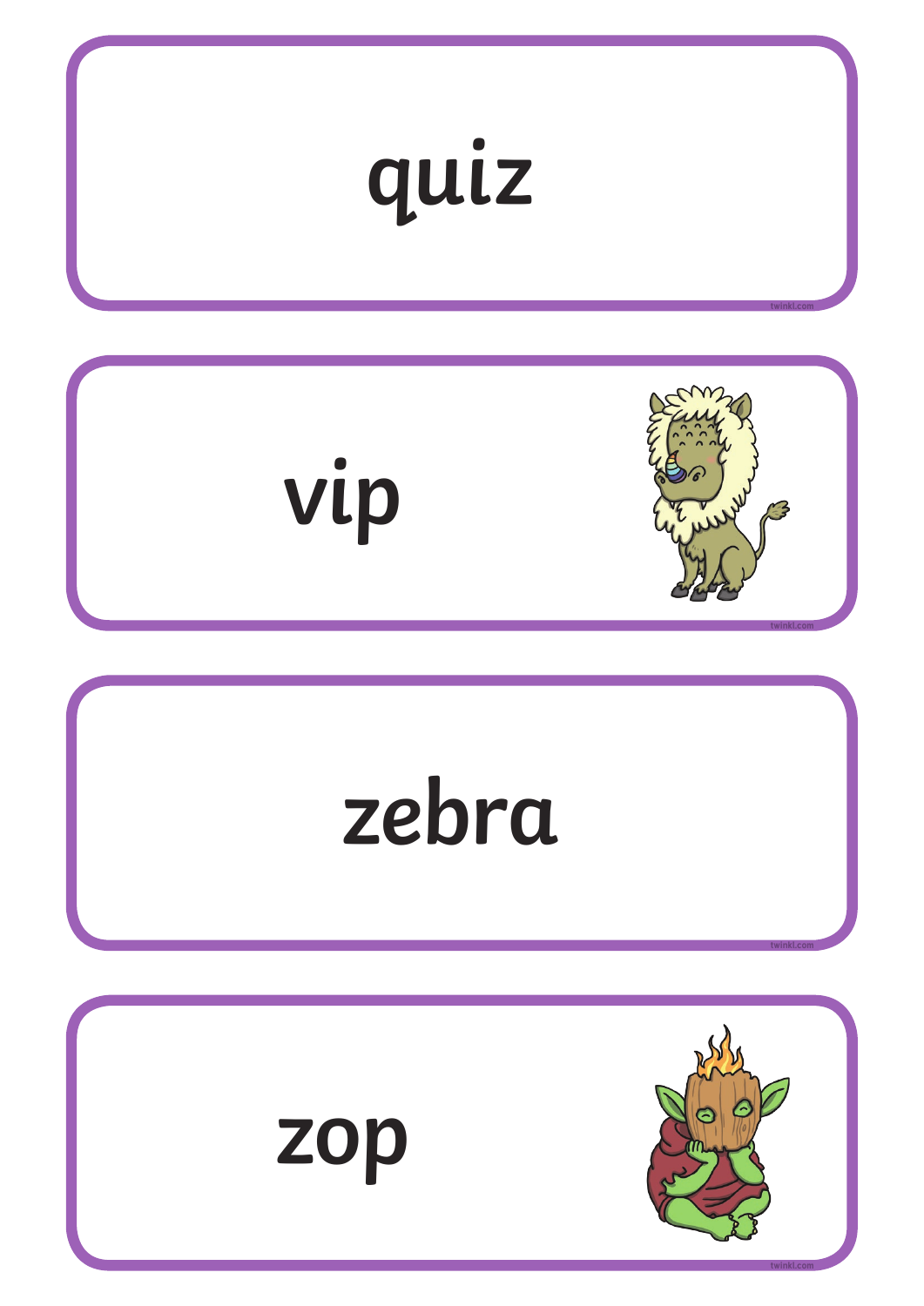quiz

vip

zebra

zop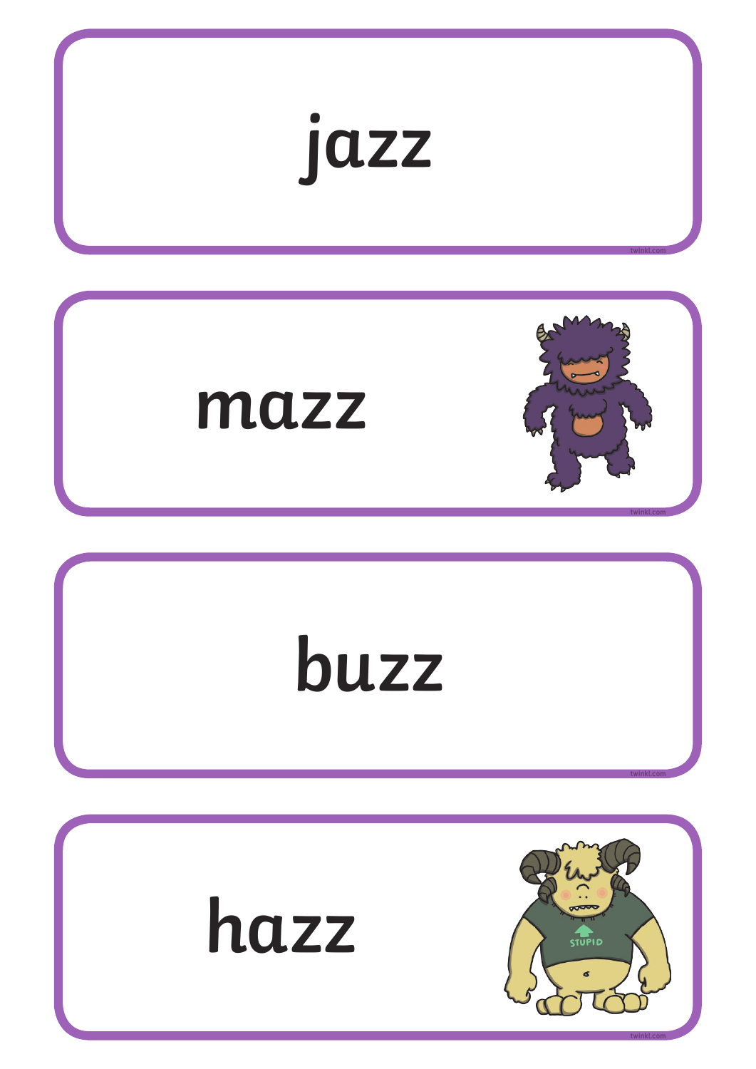jazz

mazz

buzz

hazz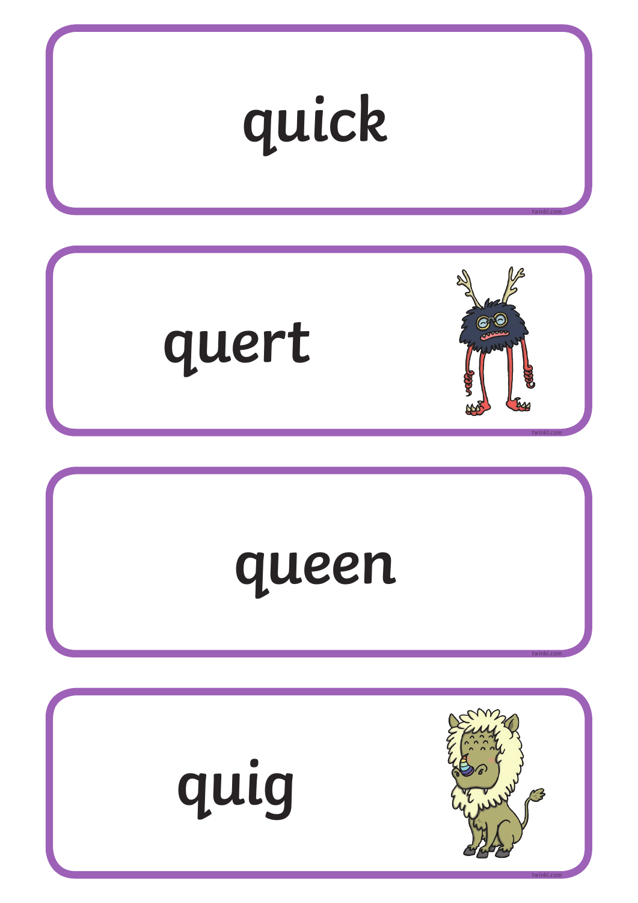quick

quert

queen

quig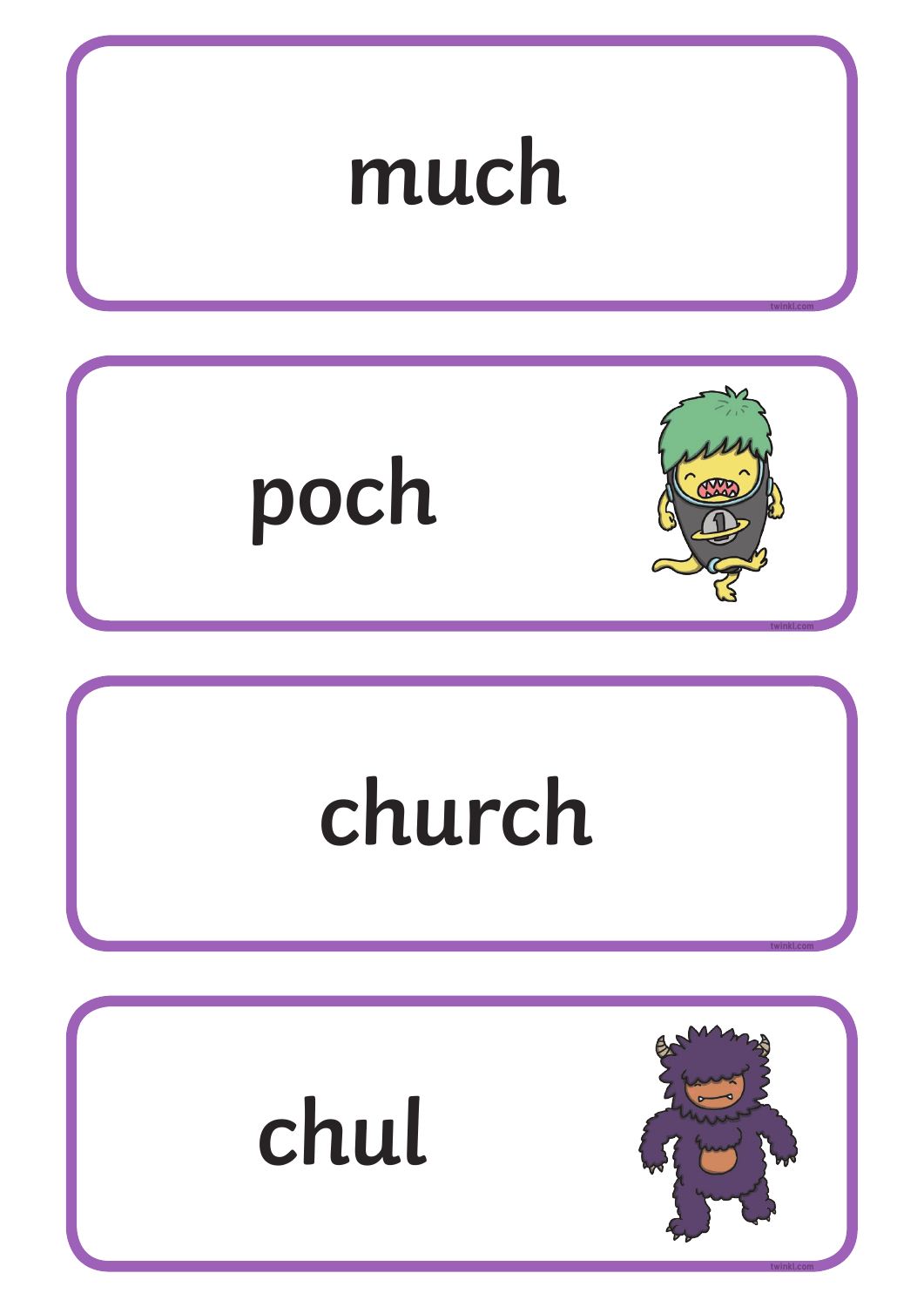much

poch

church

chul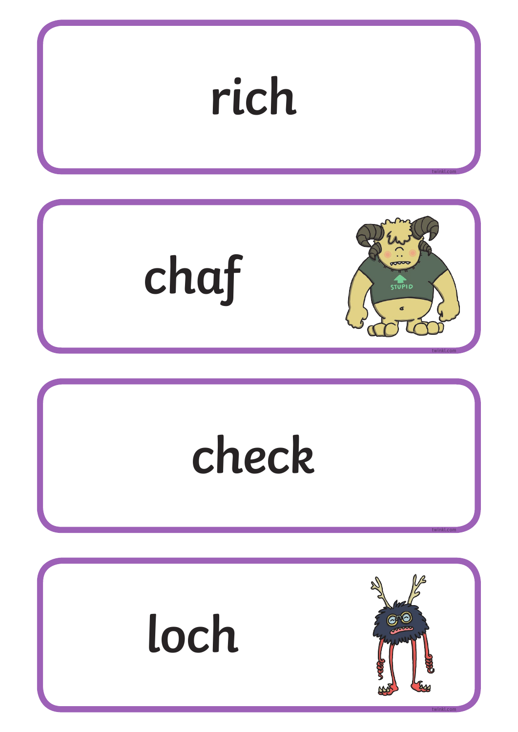rich

chaf

check

loch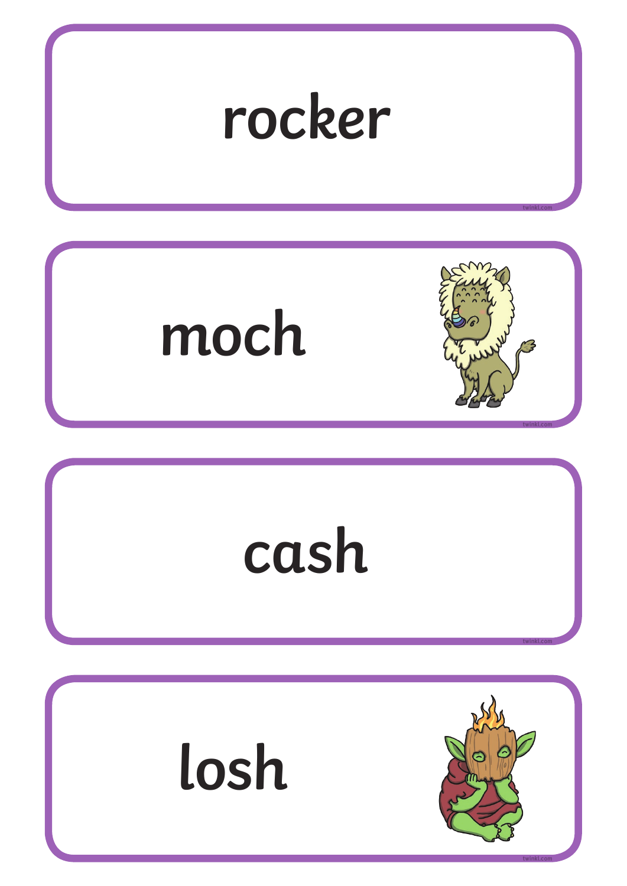rocker

moch

cash

losh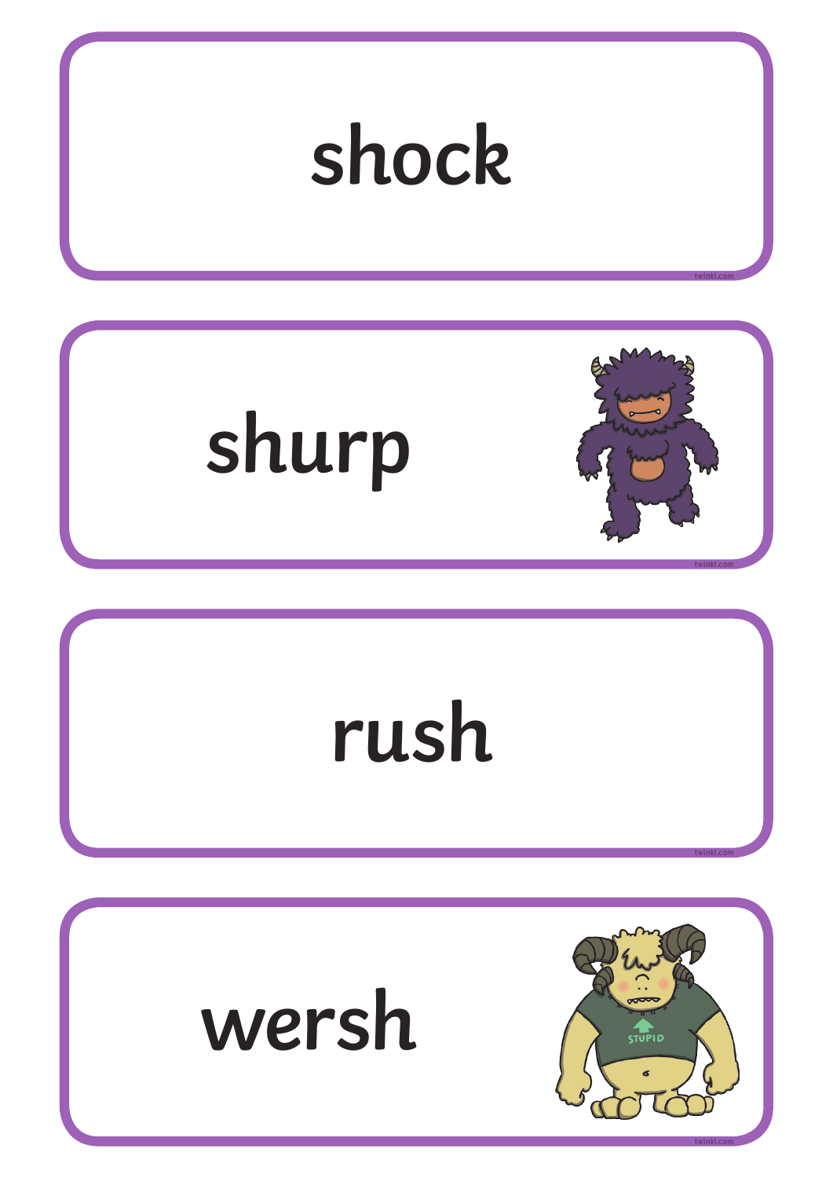shock

shurp

rush

wersh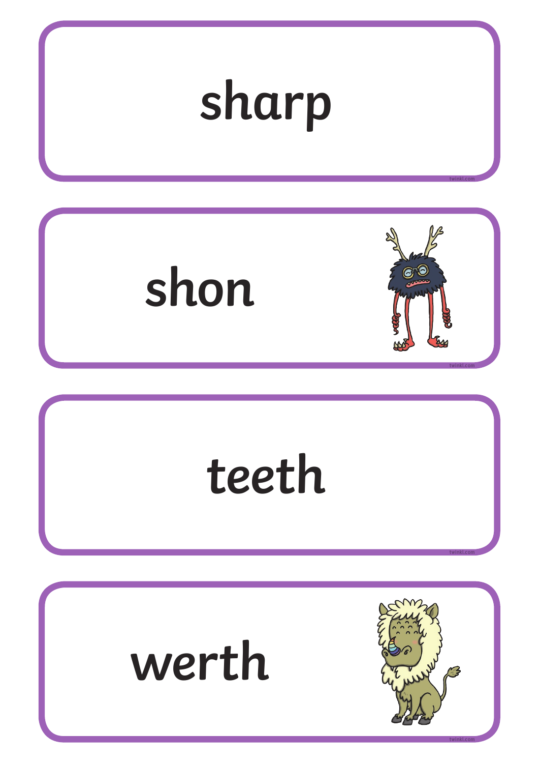sharp

shon

teeth

werth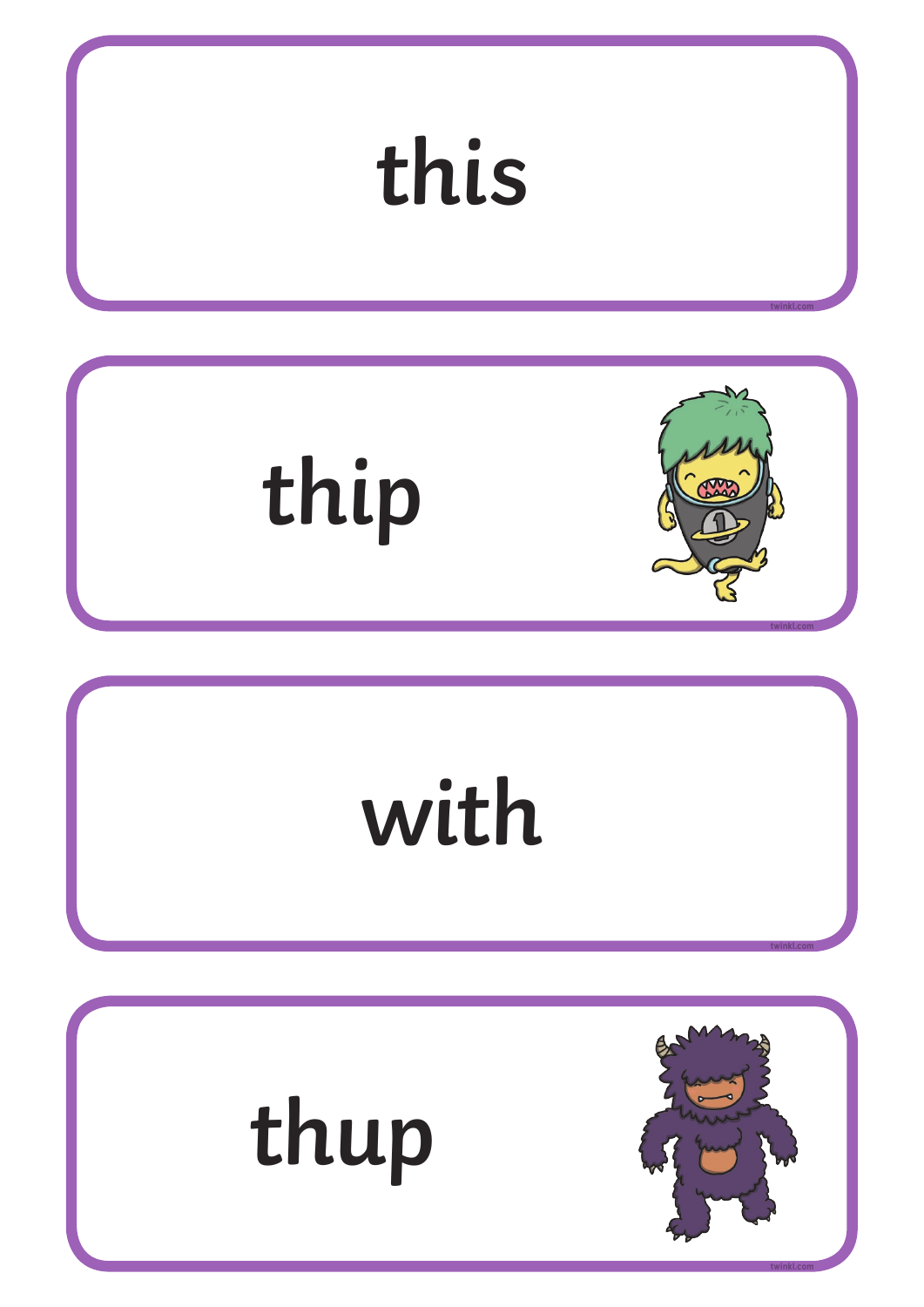this

thip

with

thup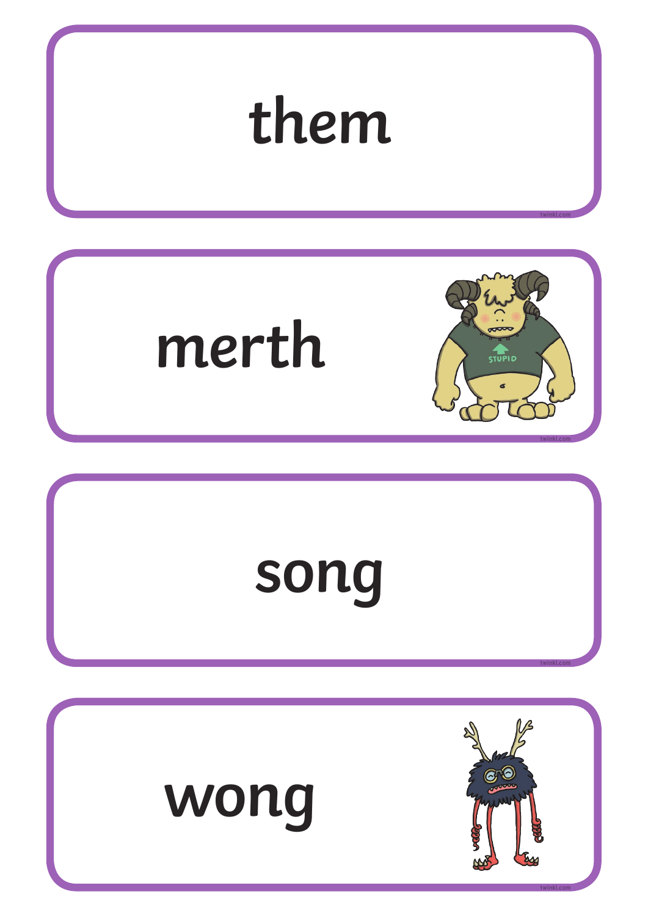them

merth

song

wong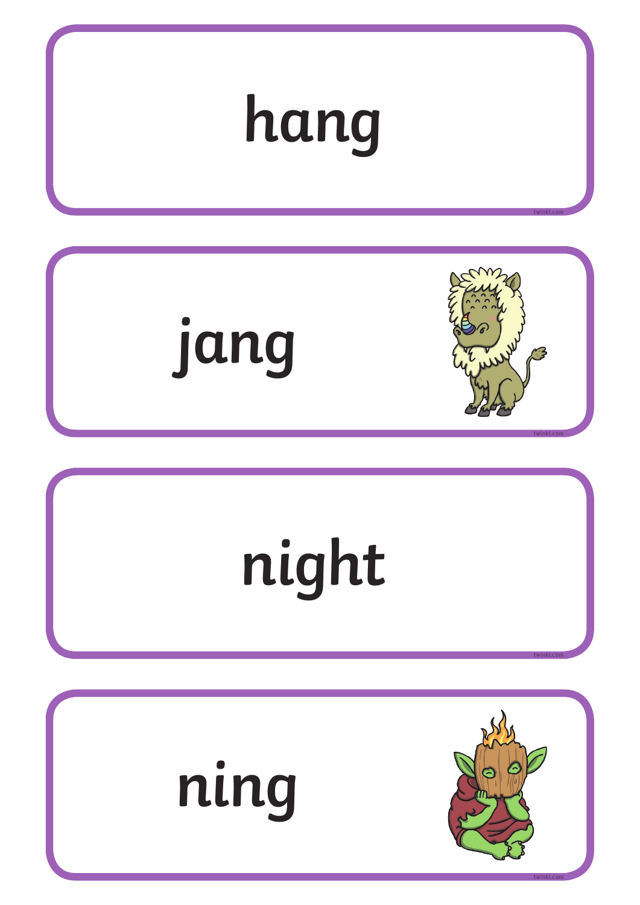hang

jang

night

ning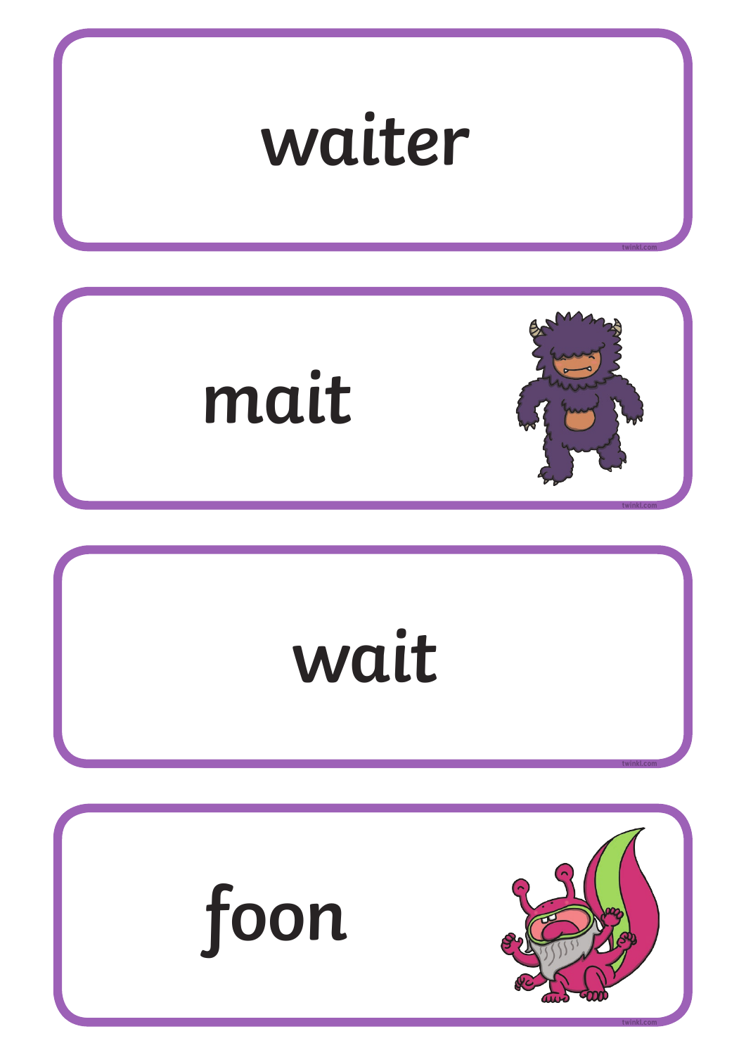waiter

mait

wait

foon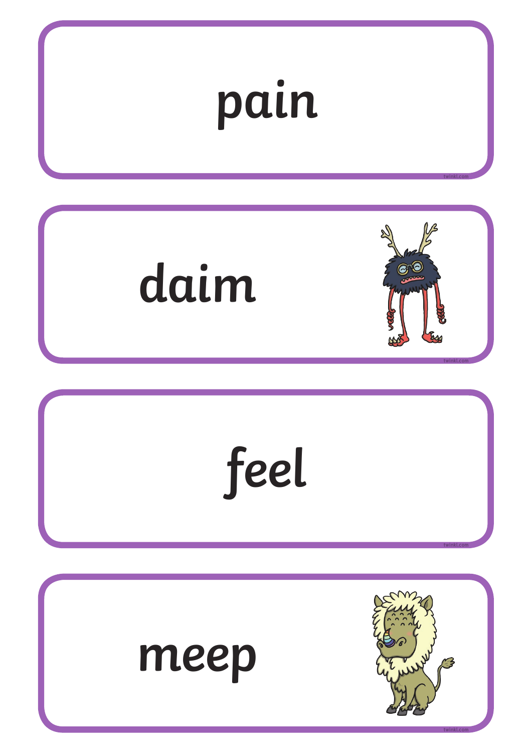pain

daim

feel

meep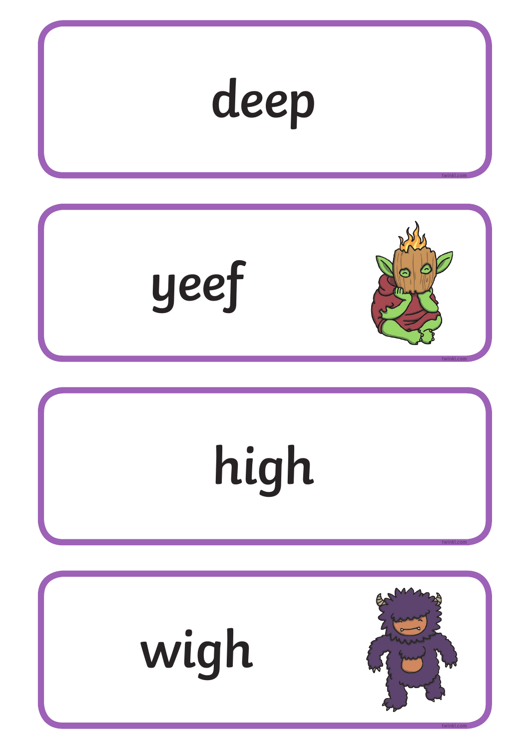deep

yeef

high

wigh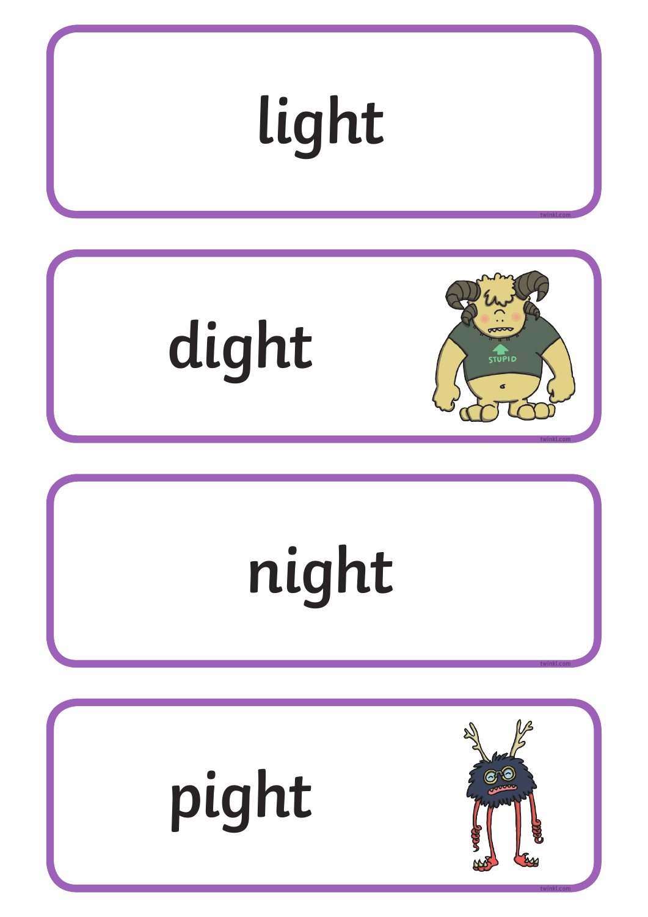light

dight

night

pight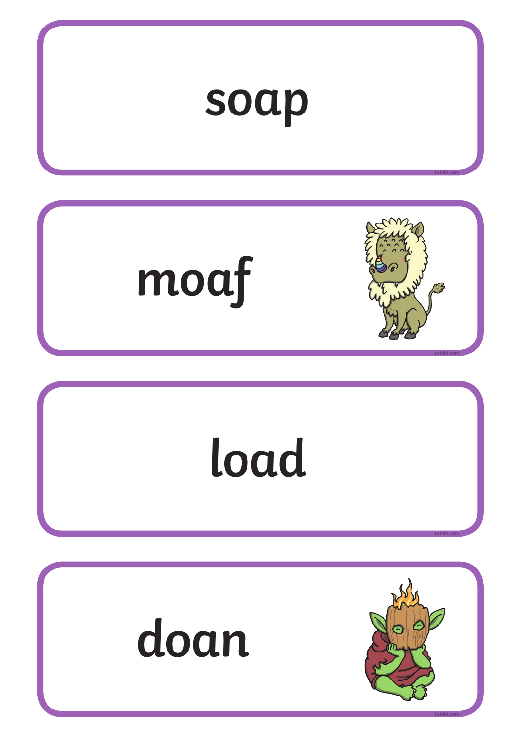soap

moaf

load

doan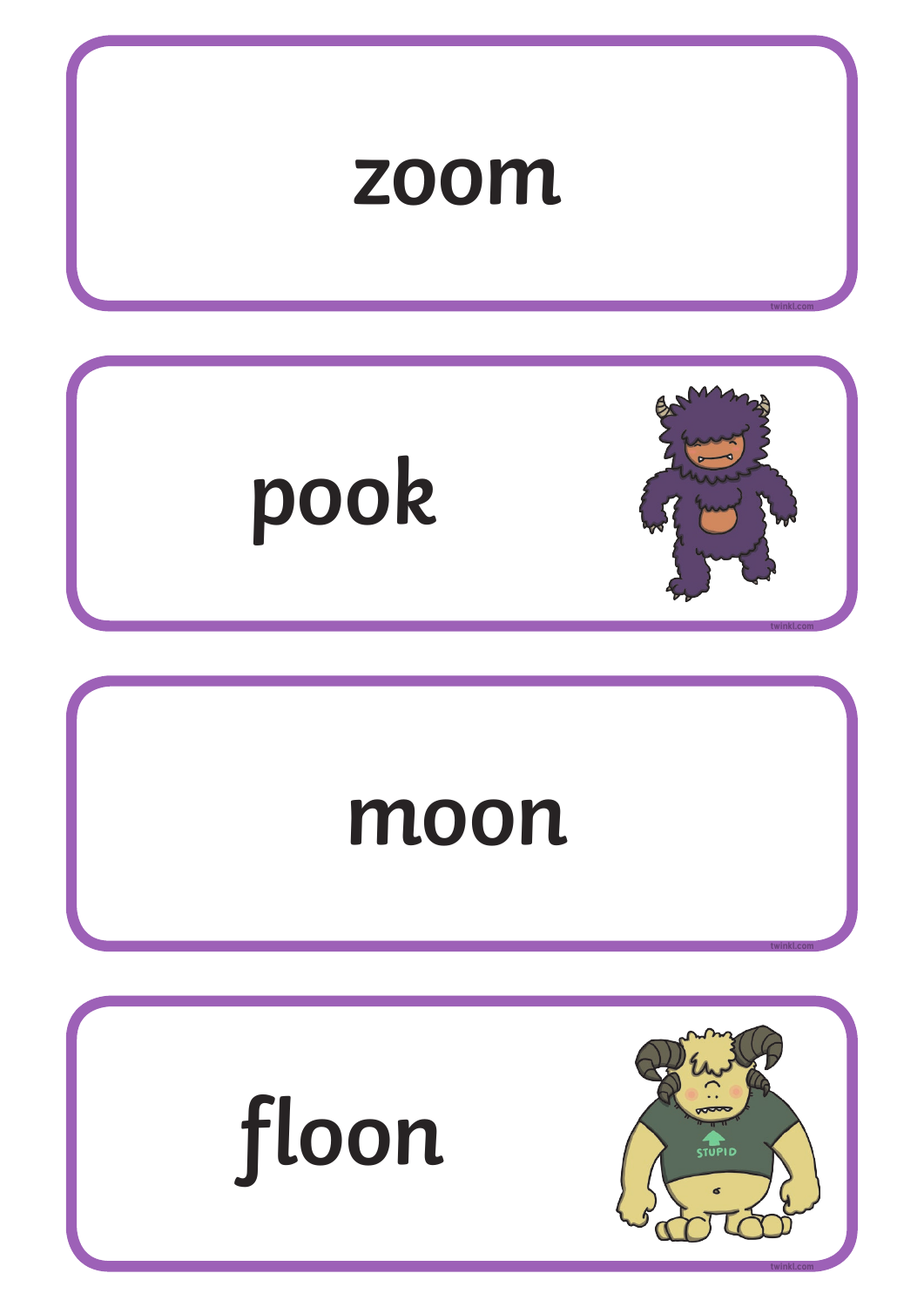zoom

pook

moon

floon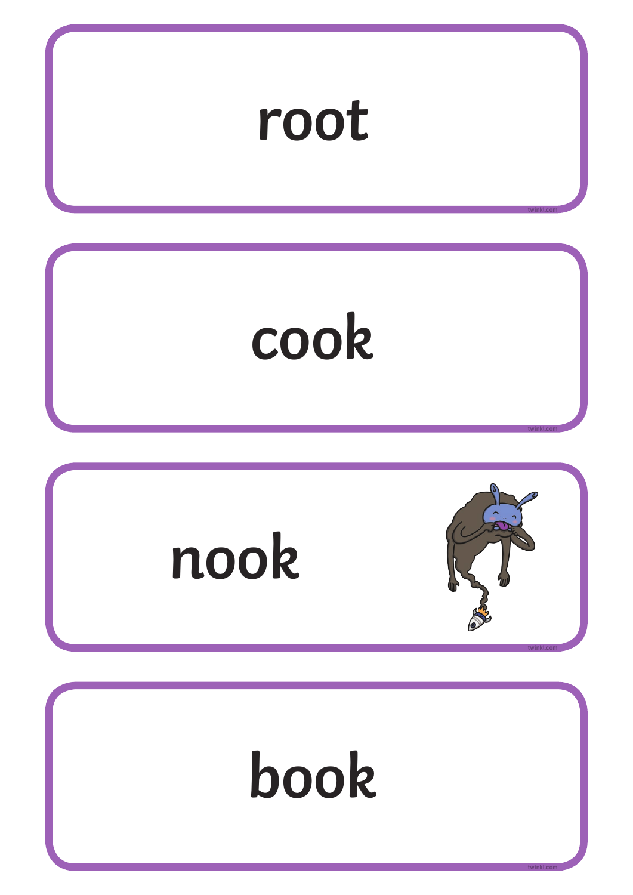root

cook

nook

book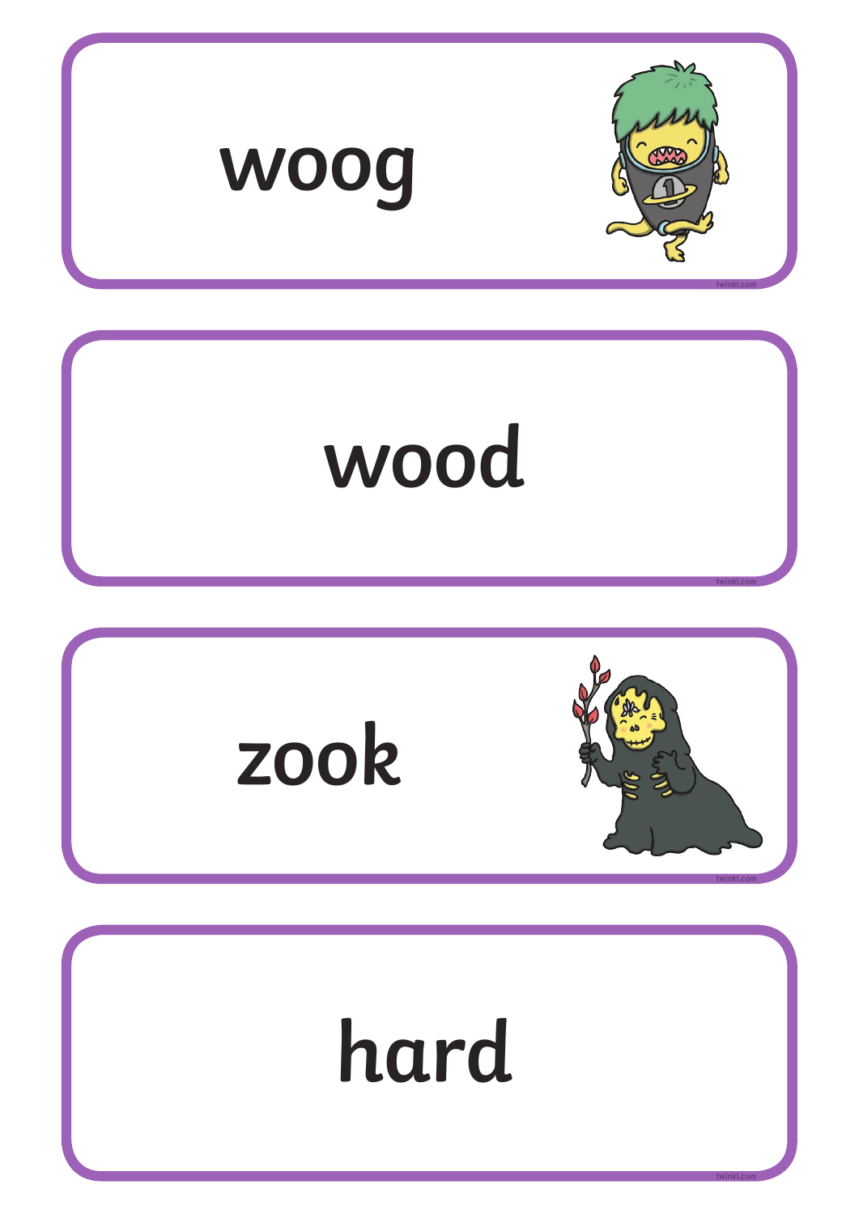woog

wood

zook

hard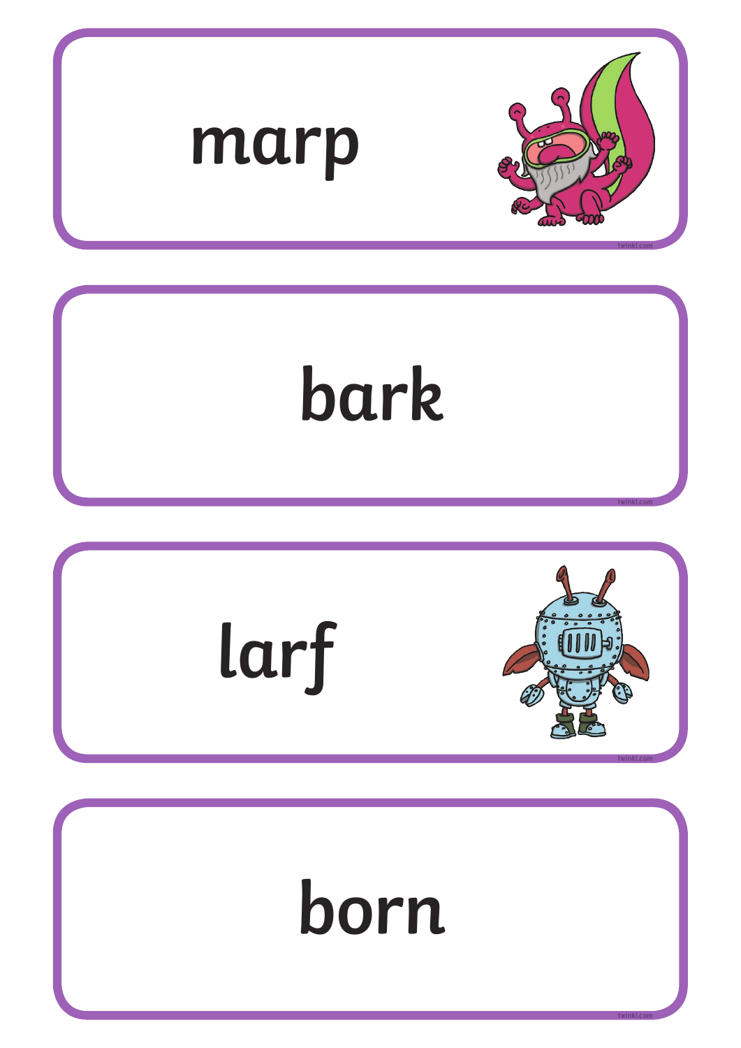marp

bark

larf

born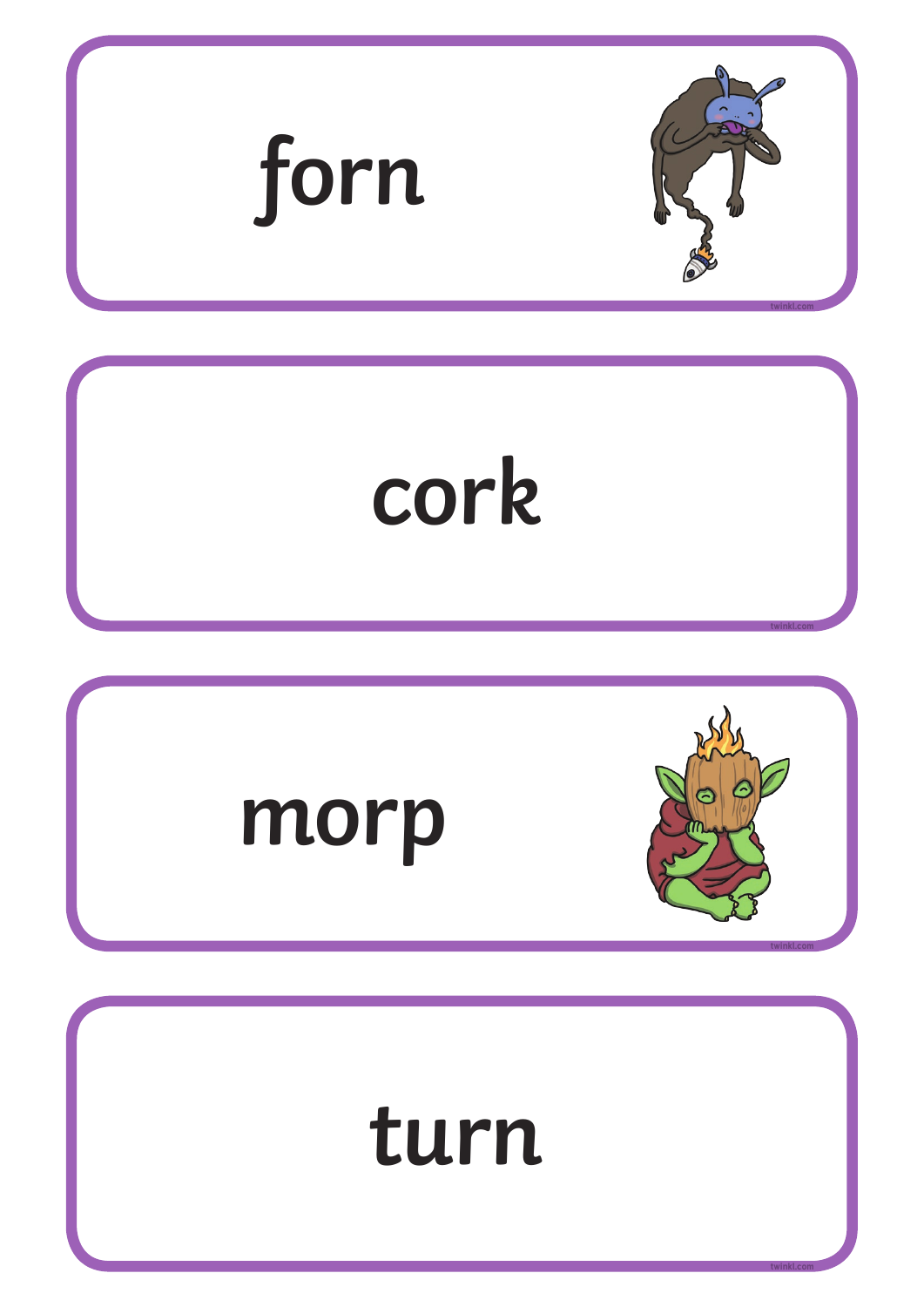forn

cork

morp

turn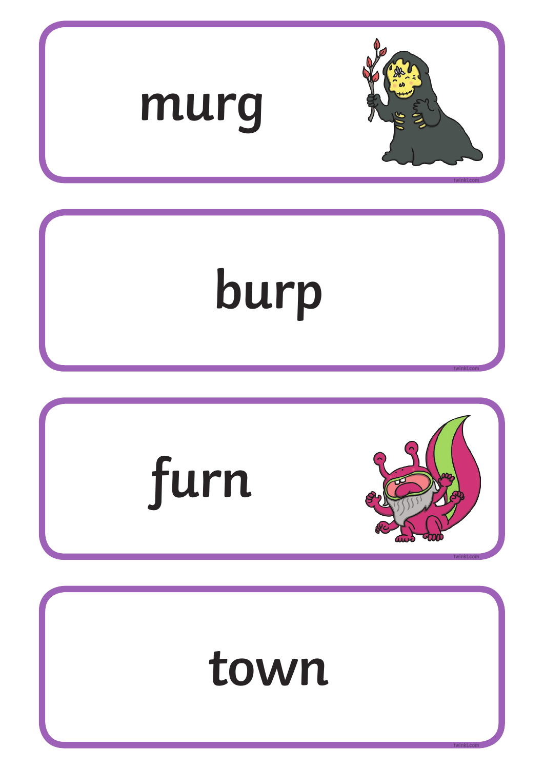murg

burp

furn

town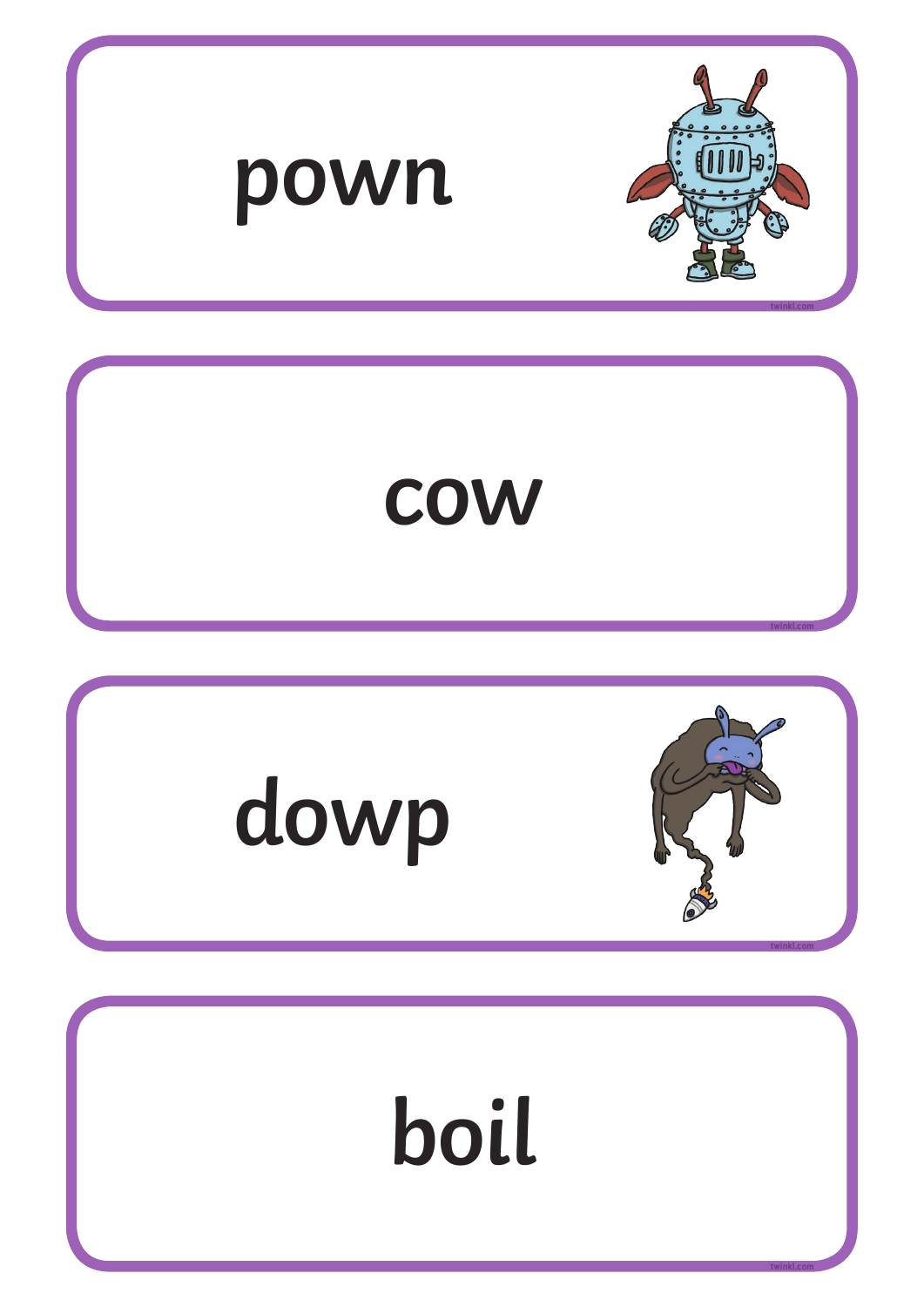pown

cow

dowp

boil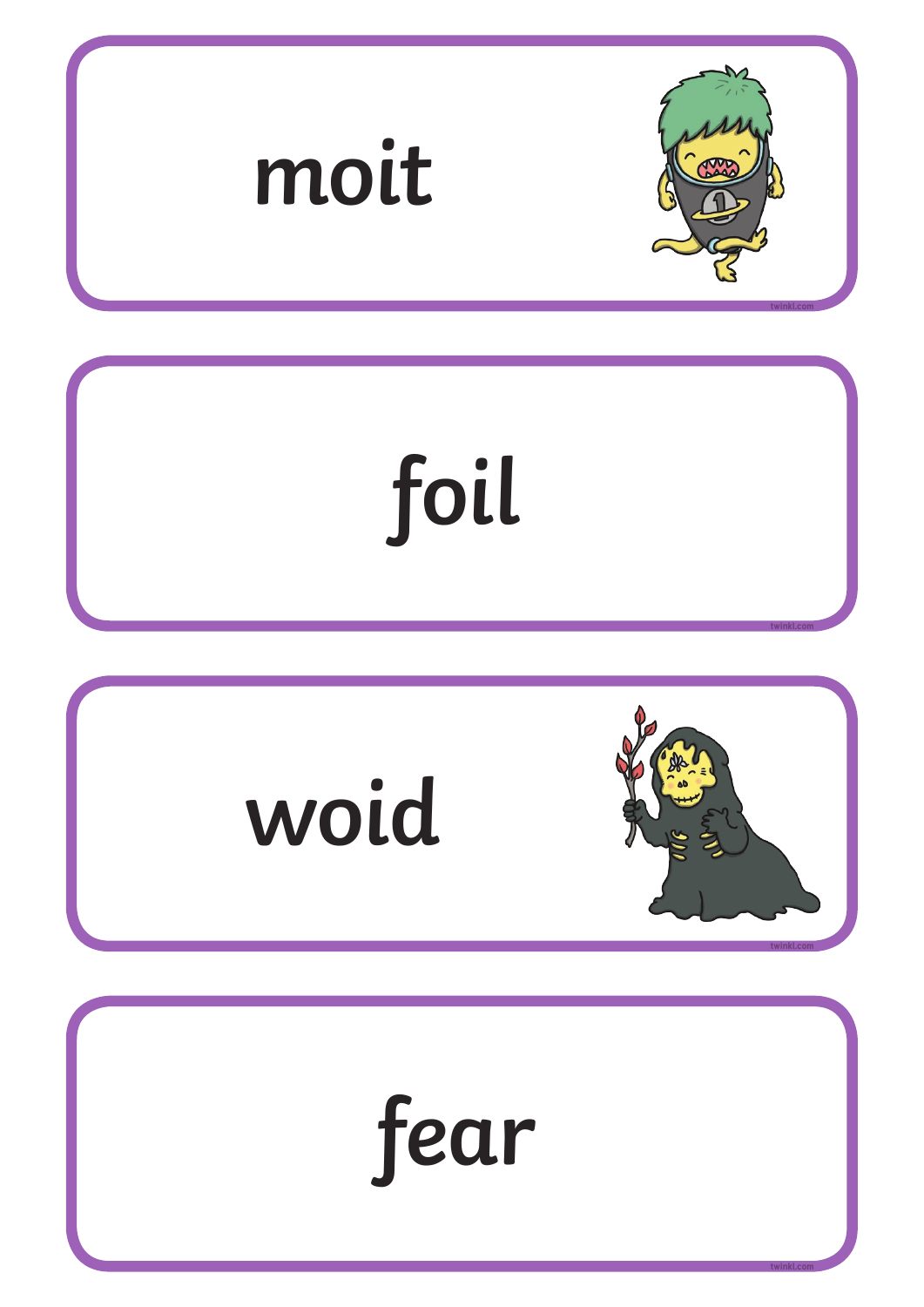moit

foil

woid

fear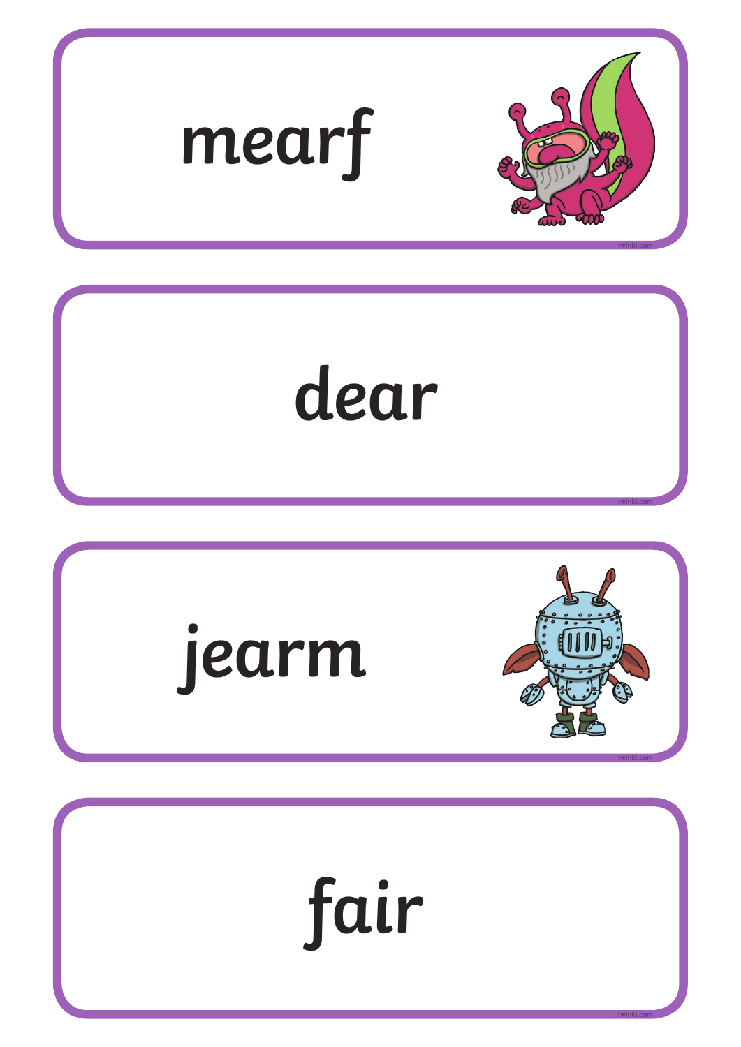mearf

dear

jearm

fair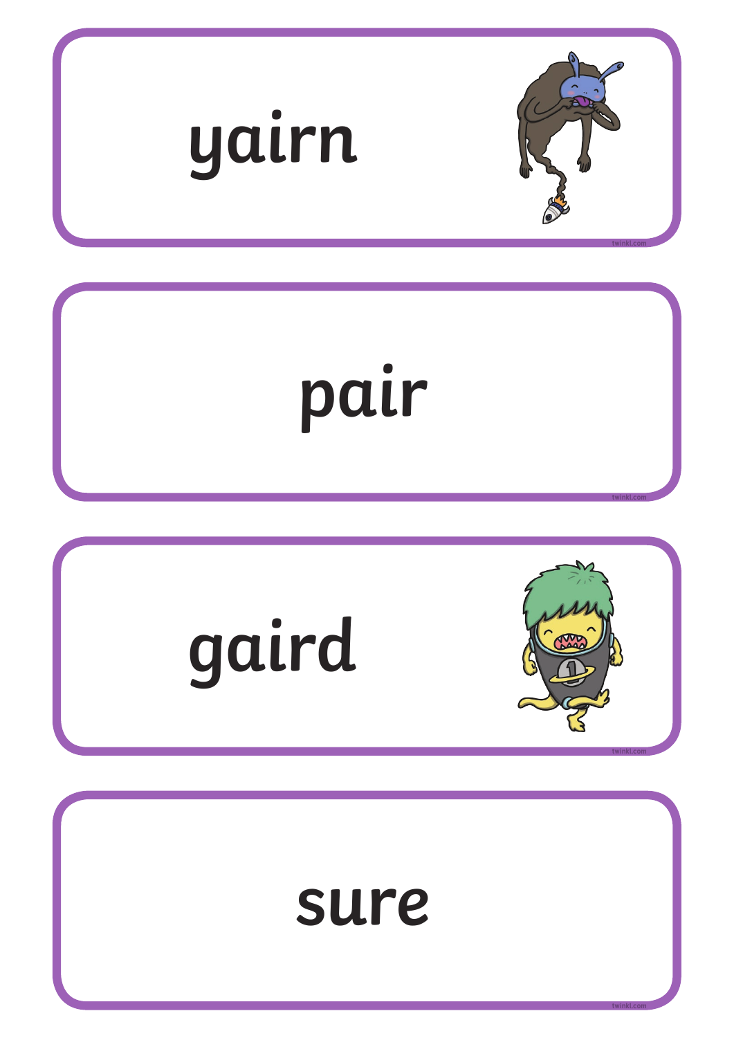yairn

pair

gaird

sure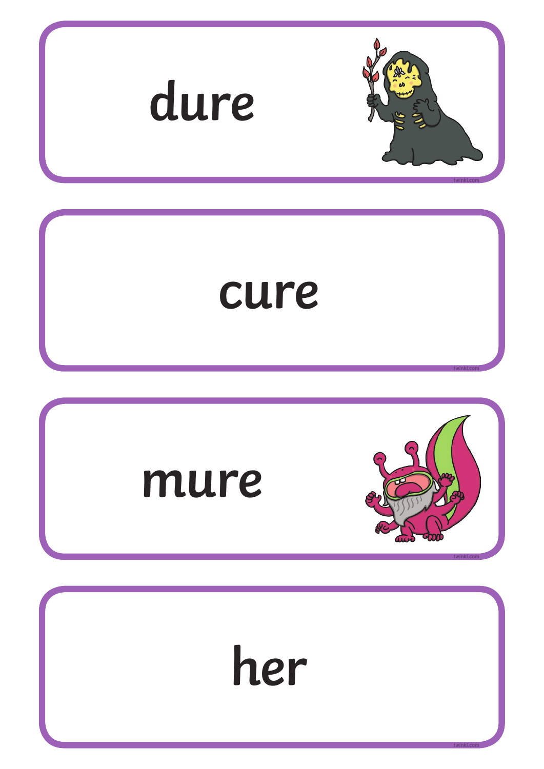dure

cure

mure

her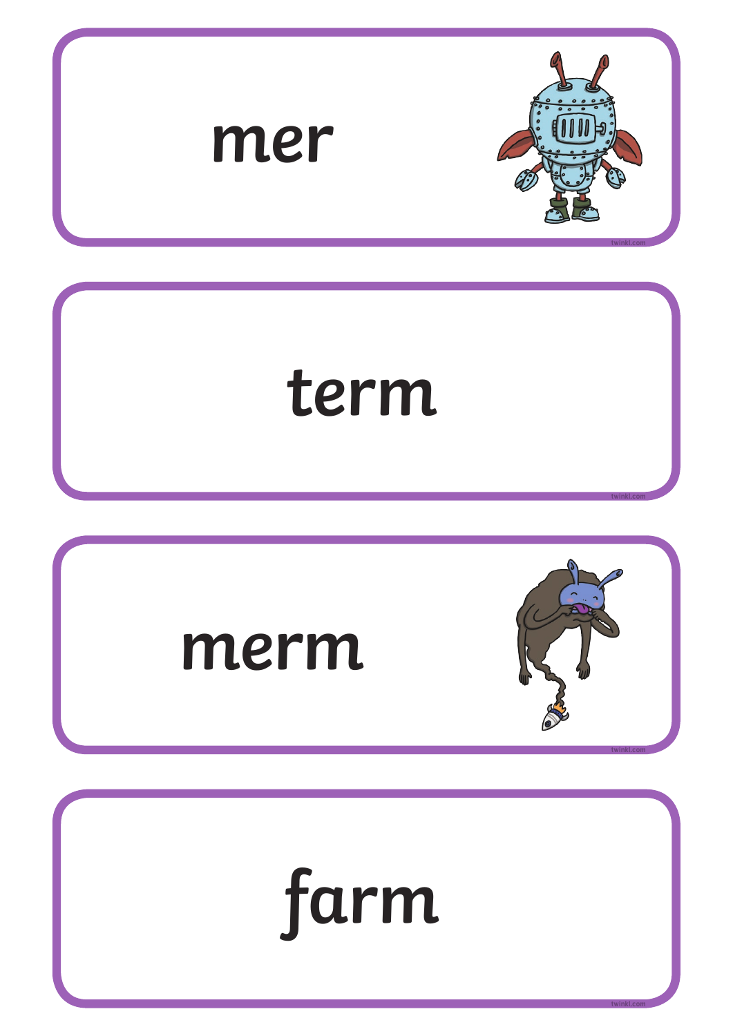mer

term

merm

farm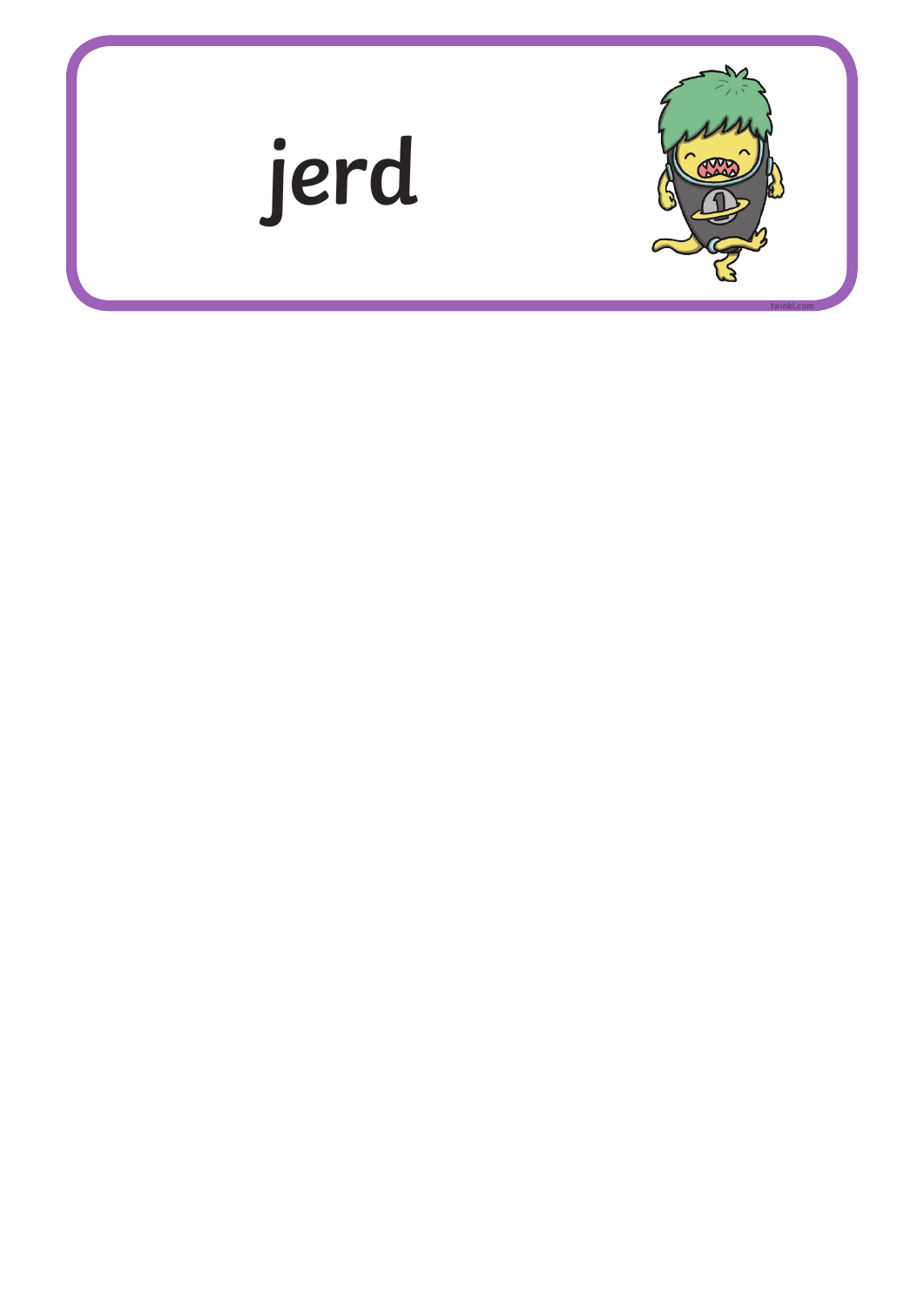jerd